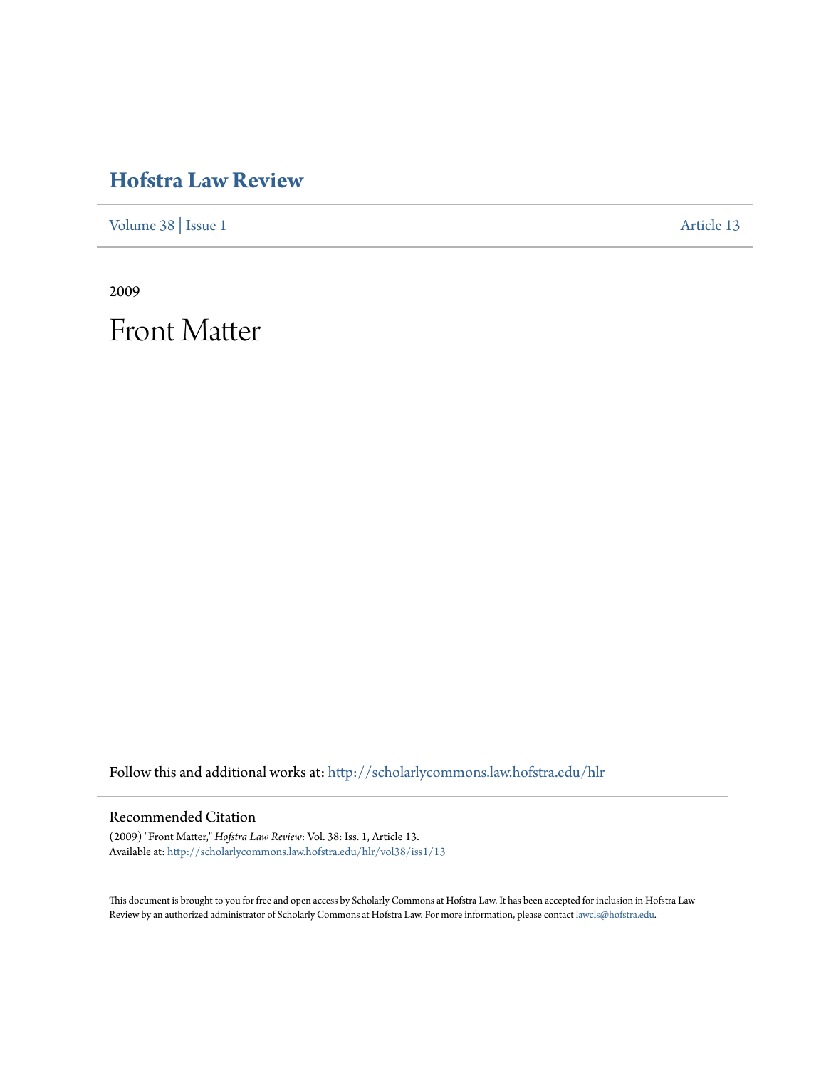# Hofstra Law Review

Volume 38 | Issue 1 Article 13

2009

# Front Matter

Follow this and additional works at: http://scholarlycommons.law.hofstra.edu/hlr

## Recommended Citation

(2009) "Front Matter," *Hofstra Law Review*: Vol. 38: Iss. 1, Article 13.
Available at: http://scholarlycommons.law.hofstra.edu/hlr/vol38/iss1/13

This document is brought to you for free and open access by Scholarly Commons at Hofstra Law. It has been accepted for inclusion in Hofstra Law Review by an authorized administrator of Scholarly Commons at Hofstra Law. For more information, please contact lawcls@hofstra.edu.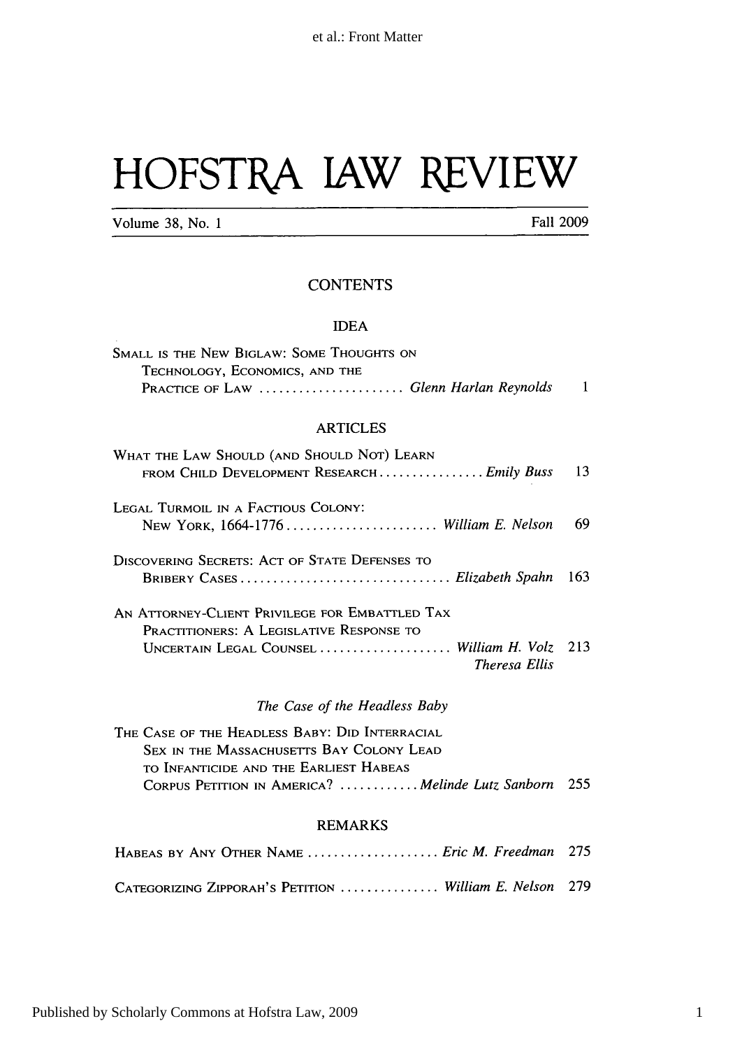# HOFSTRA LAW REVIEW

Volume 38, No. 1 Fall 2009

## CONTENTS

### IDEA

SMALL IS THE NEW BIGLAW: SOME THOUGHTS ON TECHNOLOGY, ECONOMICS, AND THE PRACTICE OF LAW ...................... *Glenn Harlan Reynolds* 1

### ARTICLES

WHAT THE LAW SHOULD (AND SHOULD NOT) LEARN FROM CHILD DEVELOPMENT RESEARCH ................ *Emily Buss* 13

LEGAL TURMOIL IN A FACTIOUS COLONY: NEW YORK, 1664-1776 ....................... *William E. Nelson* 69

DISCOVERING SECRETS: ACT OF STATE DEFENSES TO BRIBERY CASES ................................ *Elizabeth Spahn* 163

AN ATTORNEY-CLIENT PRIVILEGE FOR EMBATTLED TAX PRACTITIONERS: A LEGISLATIVE RESPONSE TO UNCERTAIN LEGAL COUNSEL .................... *William H. Volz* *Theresa Ellis* 213

### *The Case of the Headless Baby*

THE CASE OF THE HEADLESS BABY: DID INTERRACIAL SEX IN THE MASSACHUSETTS BAY COLONY LEAD TO INFANTICIDE AND THE EARLIEST HABEAS CORPUS PETITION IN AMERICA? ............ *Melinde Lutz Sanborn* 255

### REMARKS

HABEAS BY ANY OTHER NAME .................... *Eric M. Freedman* 275

CATEGORIZING ZIPPORAH'S PETITION ............... *William E. Nelson* 279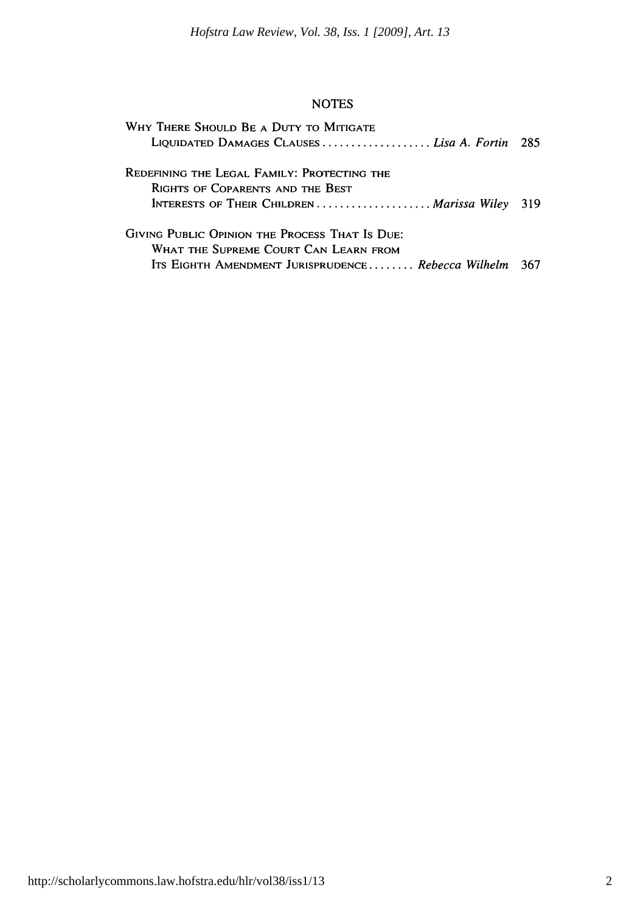## NOTES

Why There Should Be a Duty to Mitigate Liquidated Damages Clauses .................. *Lisa A. Fortin* 285

Redefining the Legal Family: Protecting the Rights of Coparents and the Best Interests of Their Children .................... *Marissa Wiley* 319

Giving Public Opinion the Process That Is Due: What the Supreme Court Can Learn from Its Eighth Amendment Jurisprudence........ *Rebecca Wilhelm* 367